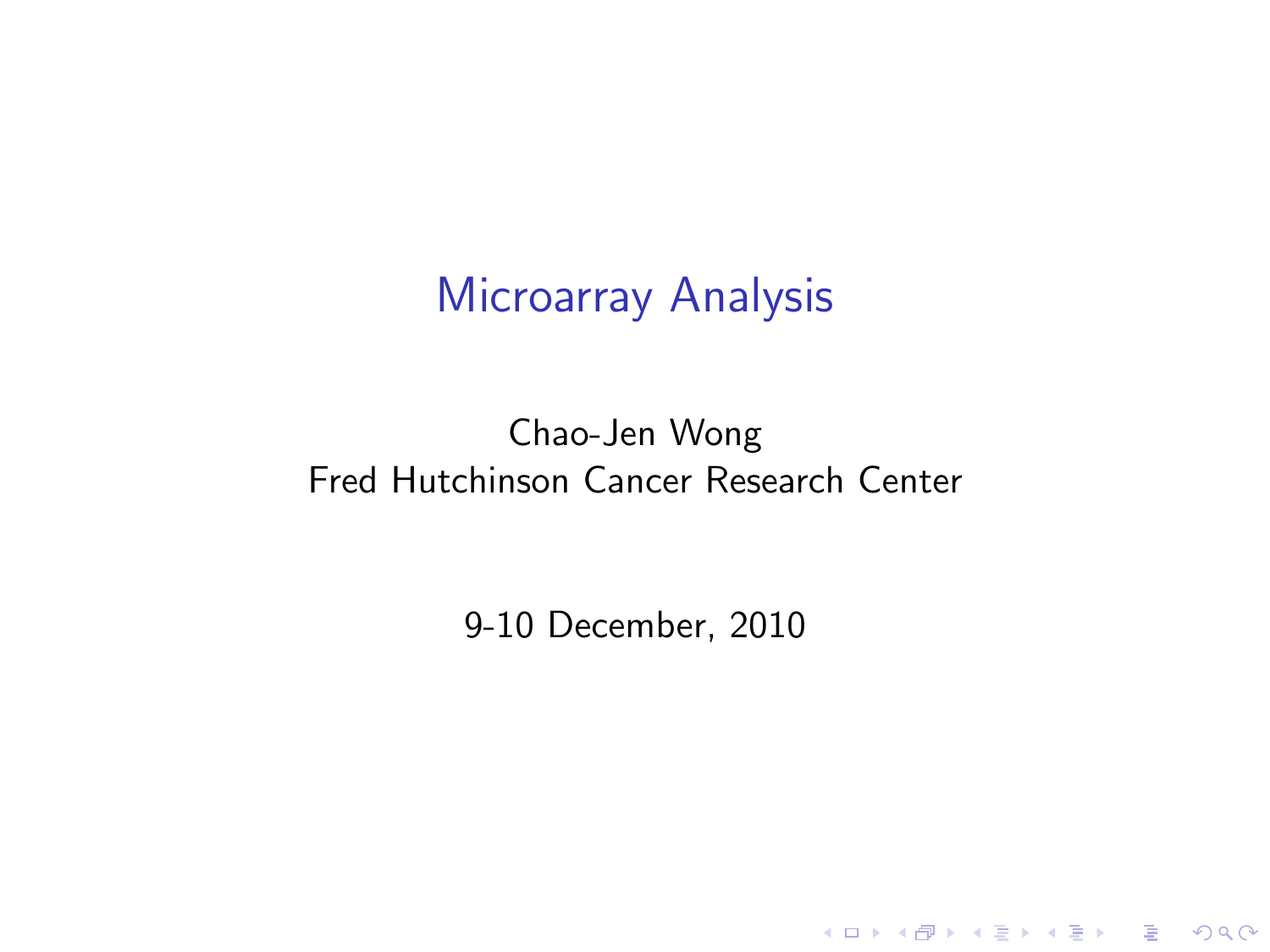# Microarray Analysis

Chao-Jen Wong
Fred Hutchinson Cancer Research Center

9-10 December, 2010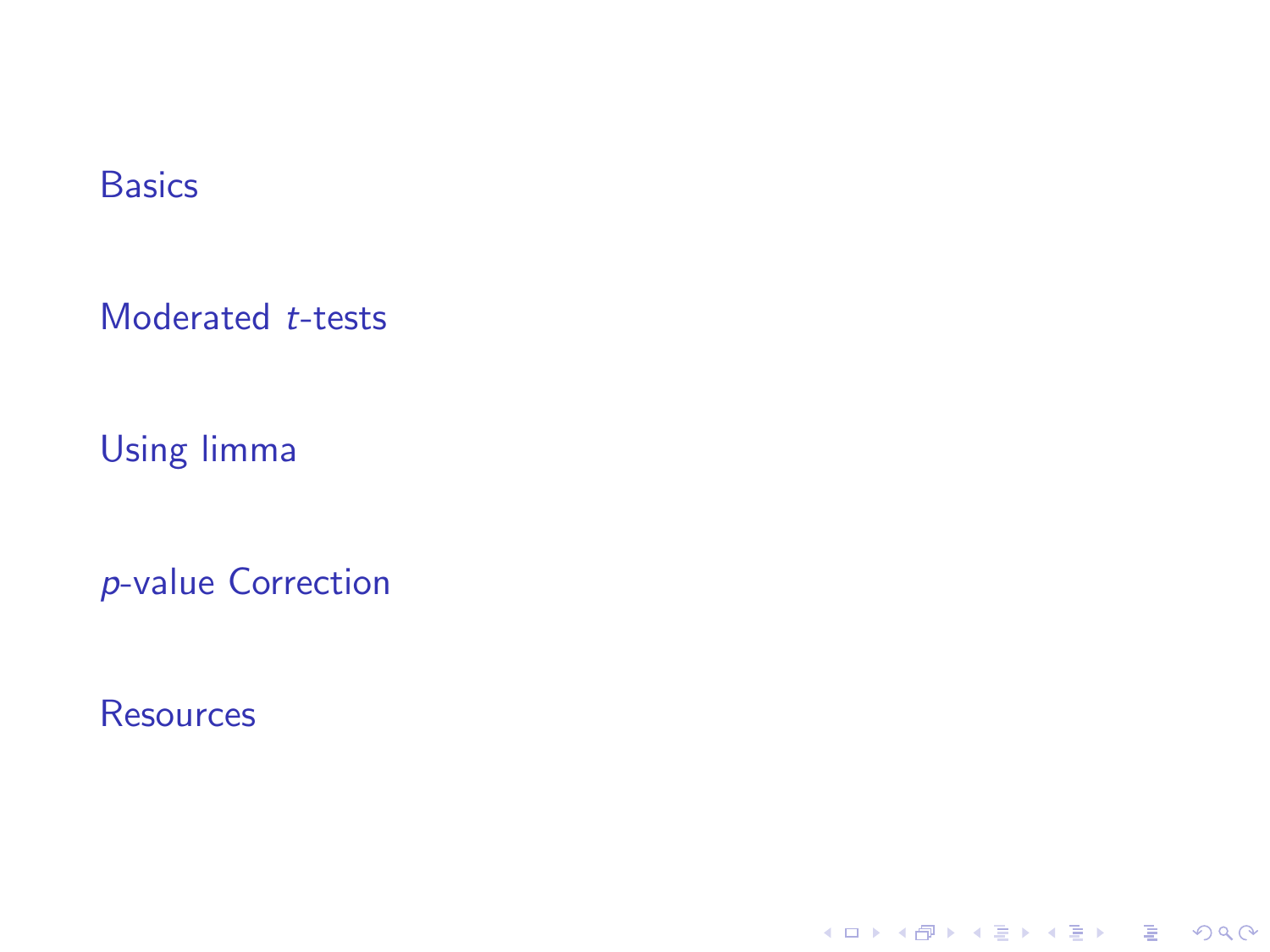Basics

Moderated *t*-tests

Using limma

*p*-value Correction

Resources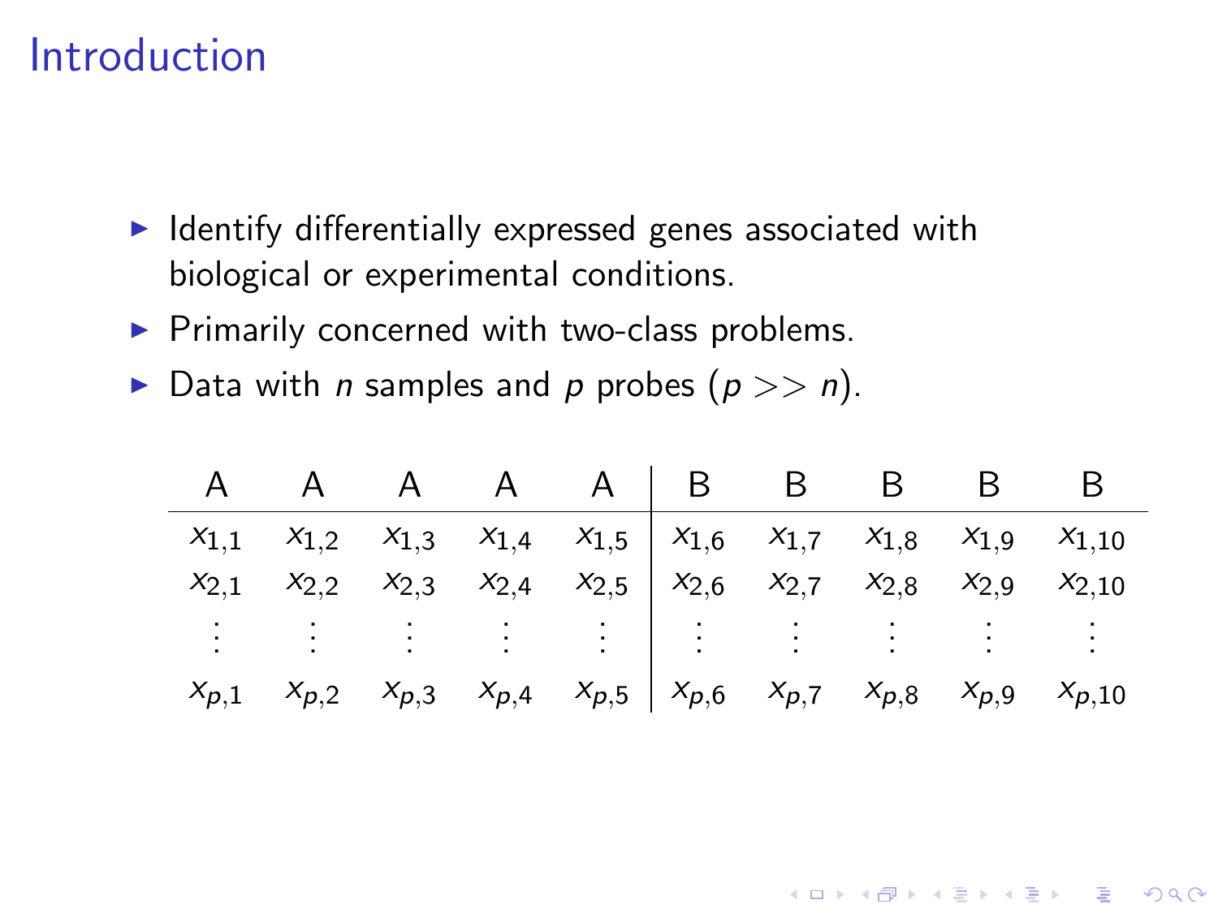# Introduction

- Identify differentially expressed genes associated with biological or experimental conditions.
- Primarily concerned with two-class problems.
- Data with $n$ samples and $p$ probes ($p >> n$).

| A | A | A | A | A | B | B | B | B | B |
|---|---|---|---|---|---|---|---|---|---|
| $x_{1,1}$ | $x_{1,2}$ | $x_{1,3}$ | $x_{1,4}$ | $x_{1,5}$ | $x_{1,6}$ | $x_{1,7}$ | $x_{1,8}$ | $x_{1,9}$ | $x_{1,10}$ |
| $x_{2,1}$ | $x_{2,2}$ | $x_{2,3}$ | $x_{2,4}$ | $x_{2,5}$ | $x_{2,6}$ | $x_{2,7}$ | $x_{2,8}$ | $x_{2,9}$ | $x_{2,10}$ |
| $\vdots$ | $\vdots$ | $\vdots$ | $\vdots$ | $\vdots$ | $\vdots$ | $\vdots$ | $\vdots$ | $\vdots$ | $\vdots$ |
| $x_{p,1}$ | $x_{p,2}$ | $x_{p,3}$ | $x_{p,4}$ | $x_{p,5}$ | $x_{p,6}$ | $x_{p,7}$ | $x_{p,8}$ | $x_{p,9}$ | $x_{p,10}$ |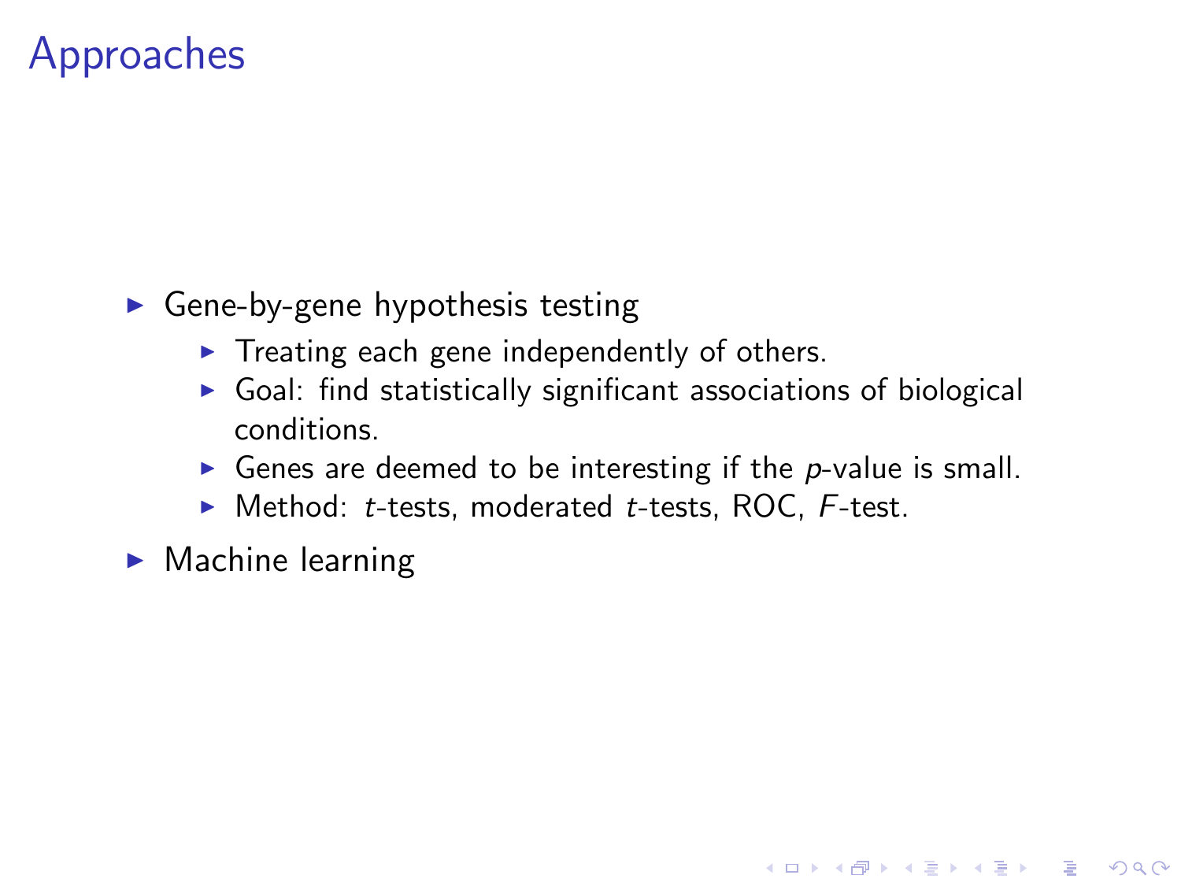# Approaches

- Gene-by-gene hypothesis testing
  - Treating each gene independently of others.
  - Goal: find statistically significant associations of biological conditions.
  - Genes are deemed to be interesting if the $p$-value is small.
  - Method: $t$-tests, moderated $t$-tests, ROC, $F$-test.
- Machine learning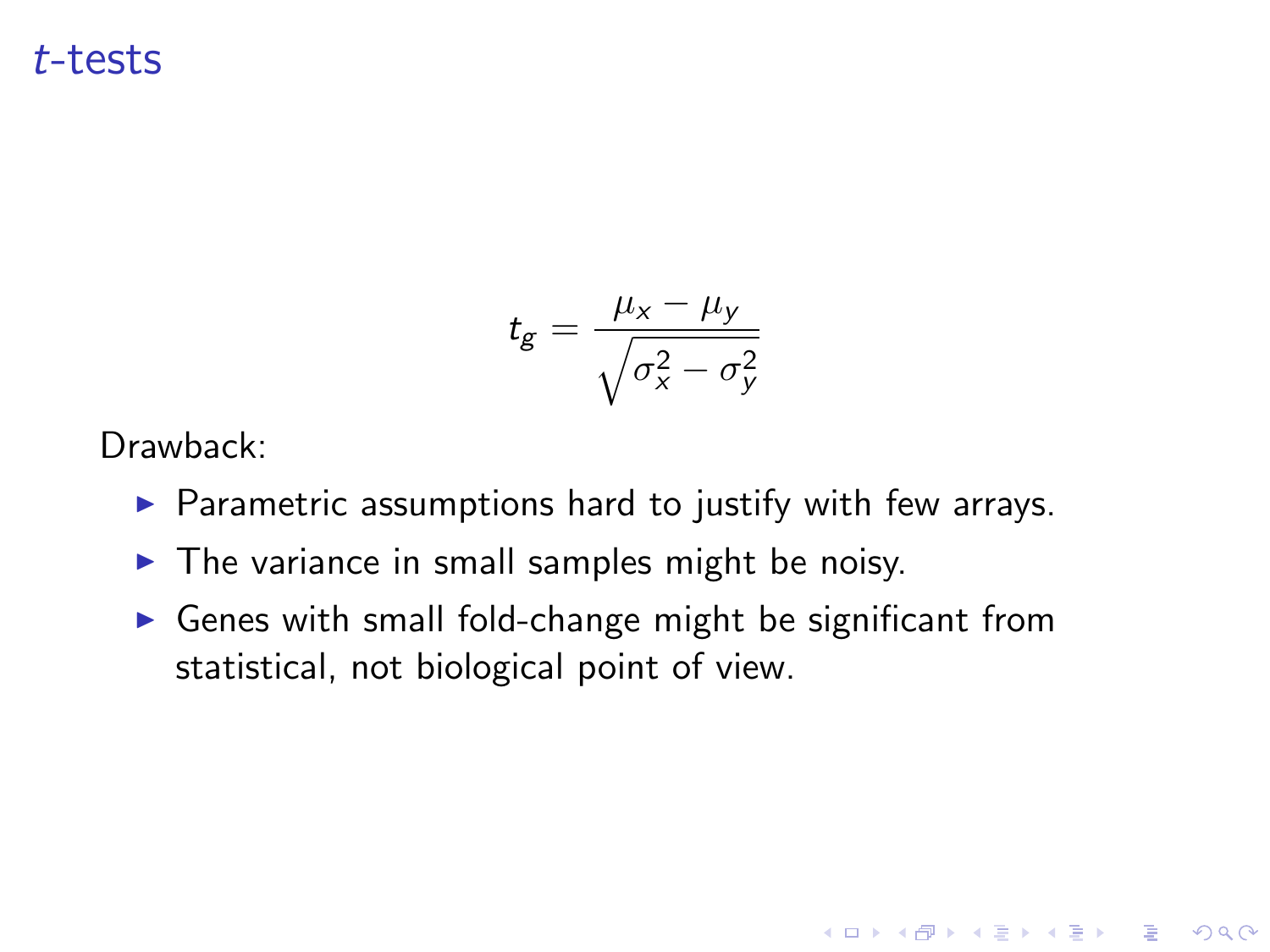# *t*-tests

$$t_g = \frac{\mu_x - \mu_y}{\sqrt{\sigma_x^2 - \sigma_y^2}}$$

Drawback:

- Parametric assumptions hard to justify with few arrays.
- The variance in small samples might be noisy.
- Genes with small fold-change might be significant from statistical, not biological point of view.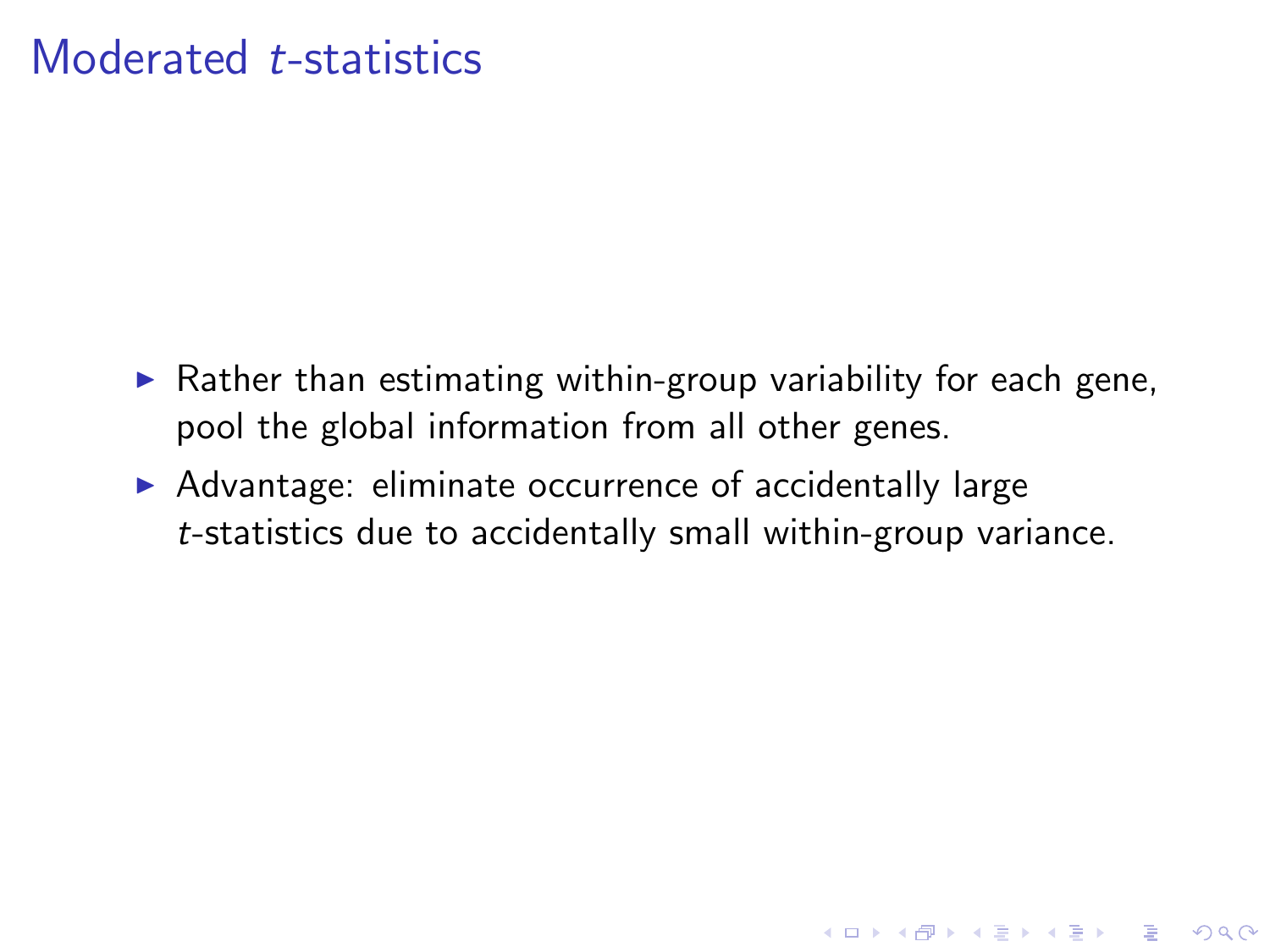# Moderated $t$-statistics

- Rather than estimating within-group variability for each gene, pool the global information from all other genes.
- Advantage: eliminate occurrence of accidentally large $t$-statistics due to accidentally small within-group variance.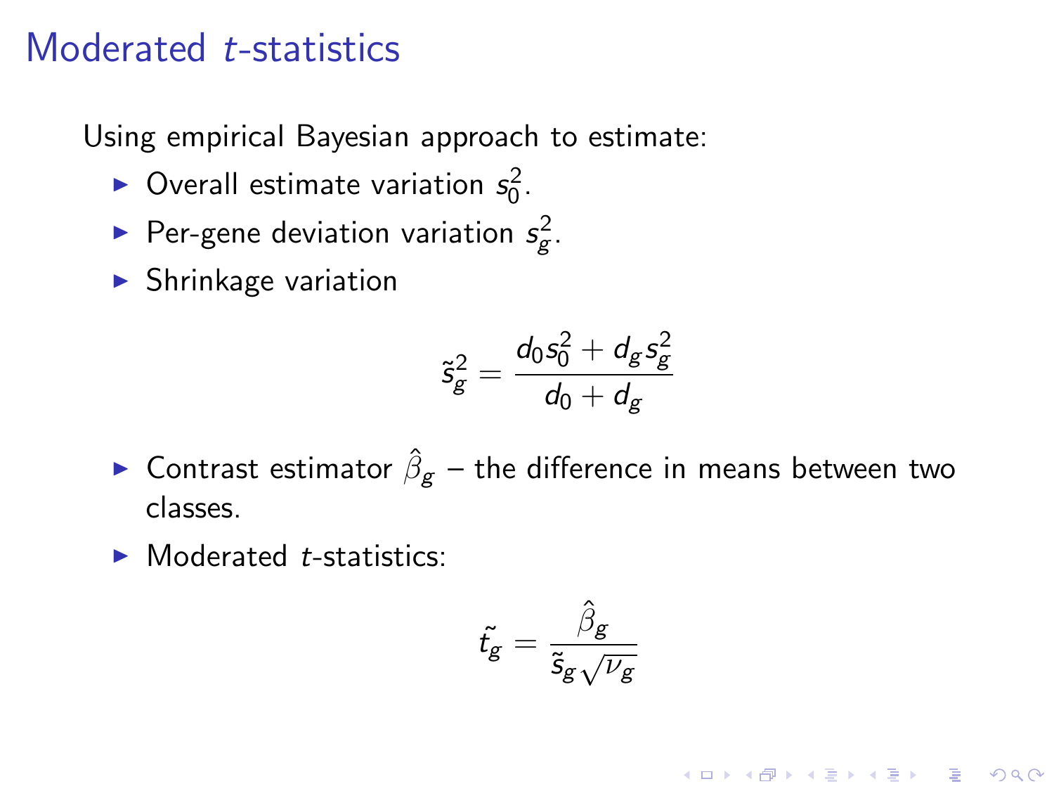# Moderated $t$-statistics

Using empirical Bayesian approach to estimate:

- Overall estimate variation $s_0^2$.
- Per-gene deviation variation $s_g^2$.
- Shrinkage variation

$$\tilde{s}_g^2 = \frac{d_0 s_0^2 + d_g s_g^2}{d_0 + d_g}$$

- Contrast estimator $\hat{\beta}_g$ – the difference in means between two classes.
- Moderated $t$-statistics:

$$\tilde{t_g} = \frac{\hat{\beta}_g}{\tilde{s}_g \sqrt{\nu_g}}$$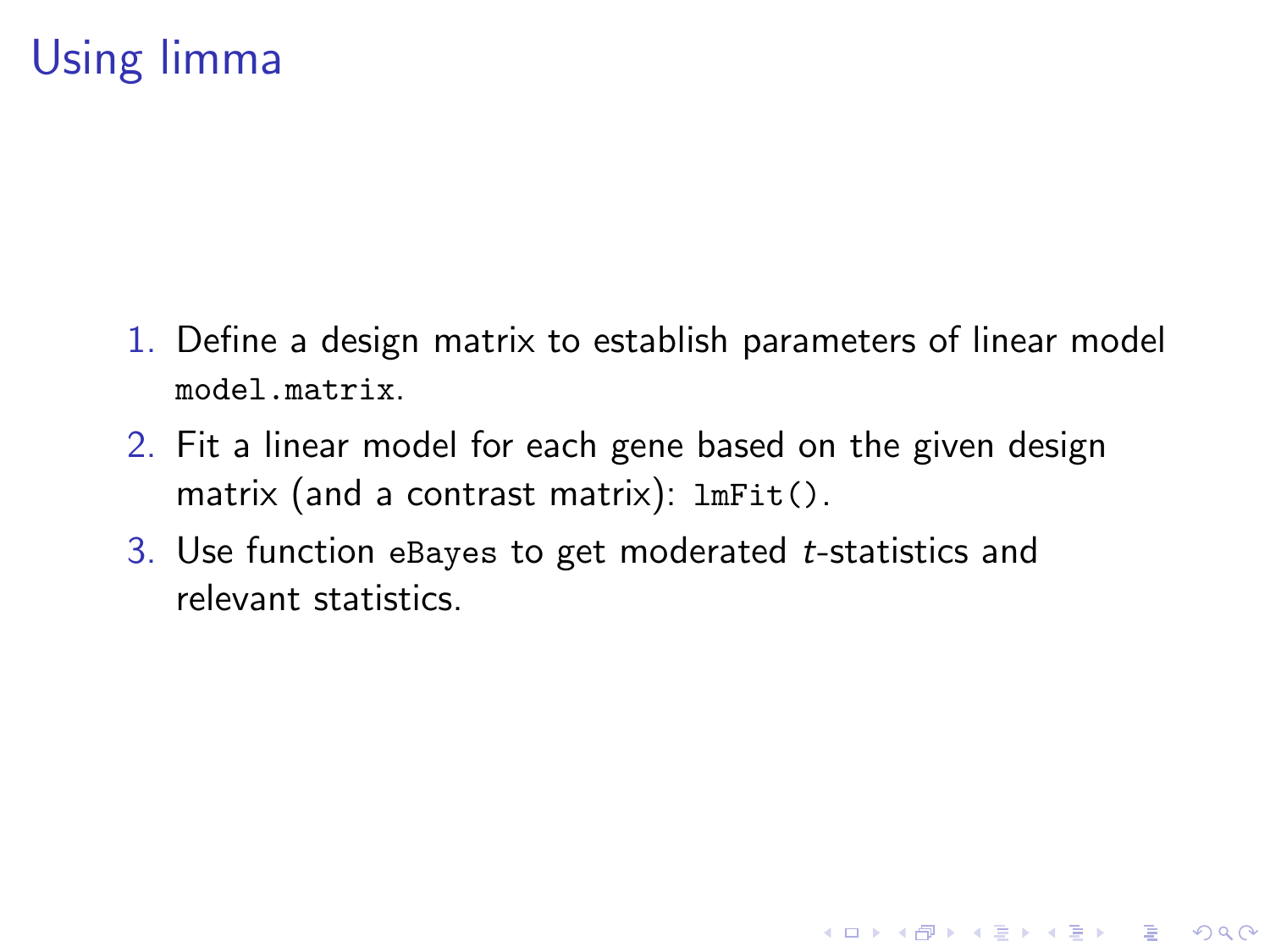# Using limma

1. Define a design matrix to establish parameters of linear model `model.matrix`.
2. Fit a linear model for each gene based on the given design matrix (and a contrast matrix): `lmFit()`.
3. Use function `eBayes` to get moderated *t*-statistics and relevant statistics.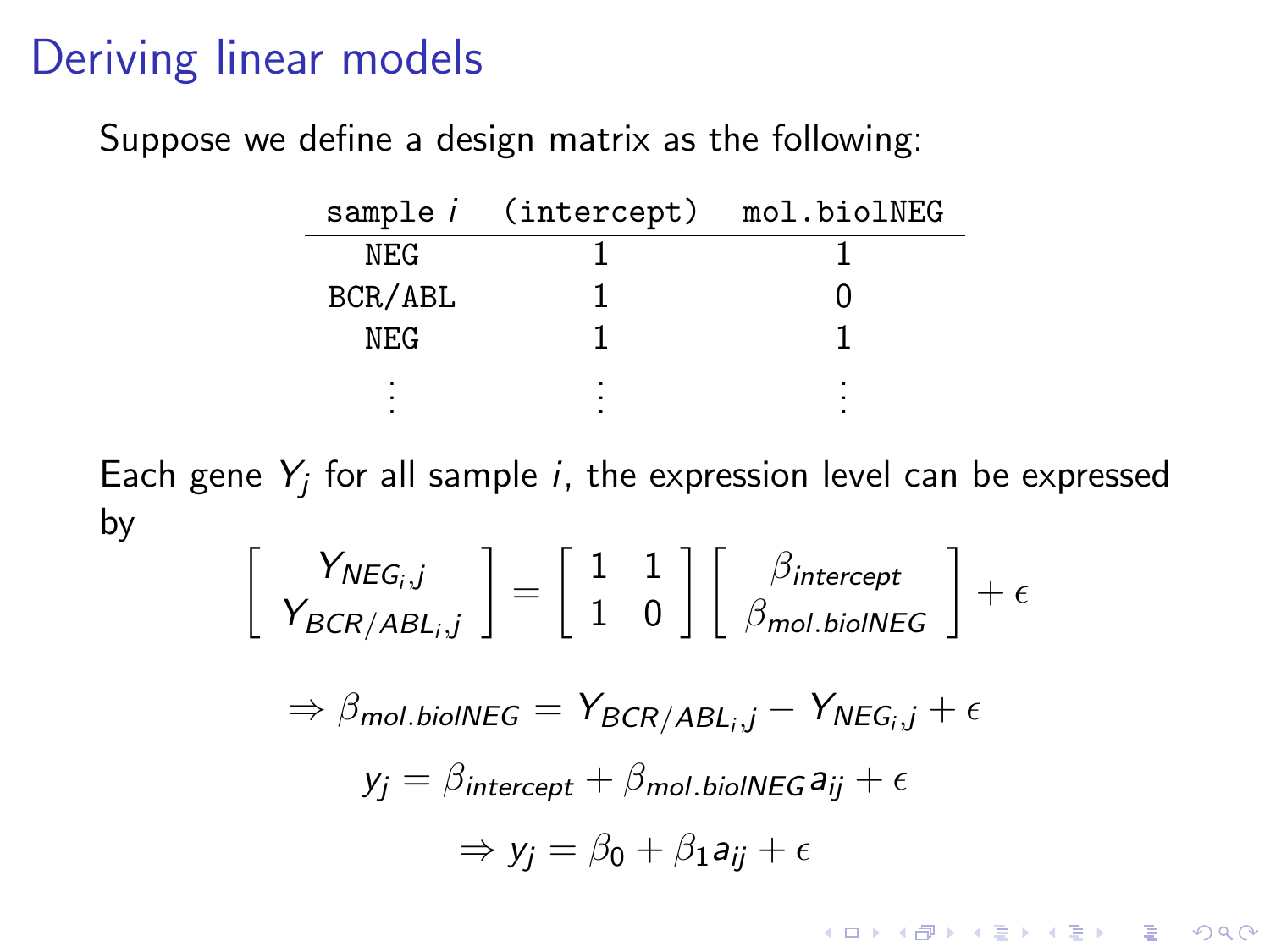# Deriving linear models

Suppose we define a design matrix as the following:

| sample $i$ | (intercept) | mol.biolNEG |
|---|---|---|
| NEG | 1 | 1 |
| BCR/ABL | 1 | 0 |
| NEG | 1 | 1 |
| ⋮ | ⋮ | ⋮ |

Each gene $Y_j$ for all sample $i$, the expression level can be expressed by

$$\begin{bmatrix} Y_{NEG_i,j} \\ Y_{BCR/ABL_i,j} \end{bmatrix} = \begin{bmatrix} 1 & 1 \\ 1 & 0 \end{bmatrix} \begin{bmatrix} \beta_{intercept} \\ \beta_{mol.biolNEG} \end{bmatrix} + \epsilon$$

$$\Rightarrow \beta_{mol.biolNEG} = Y_{BCR/ABL_i,j} - Y_{NEG_i,j} + \epsilon$$

$$y_j = \beta_{intercept} + \beta_{mol.biolNEG}\, a_{ij} + \epsilon$$

$$\Rightarrow y_j = \beta_0 + \beta_1 a_{ij} + \epsilon$$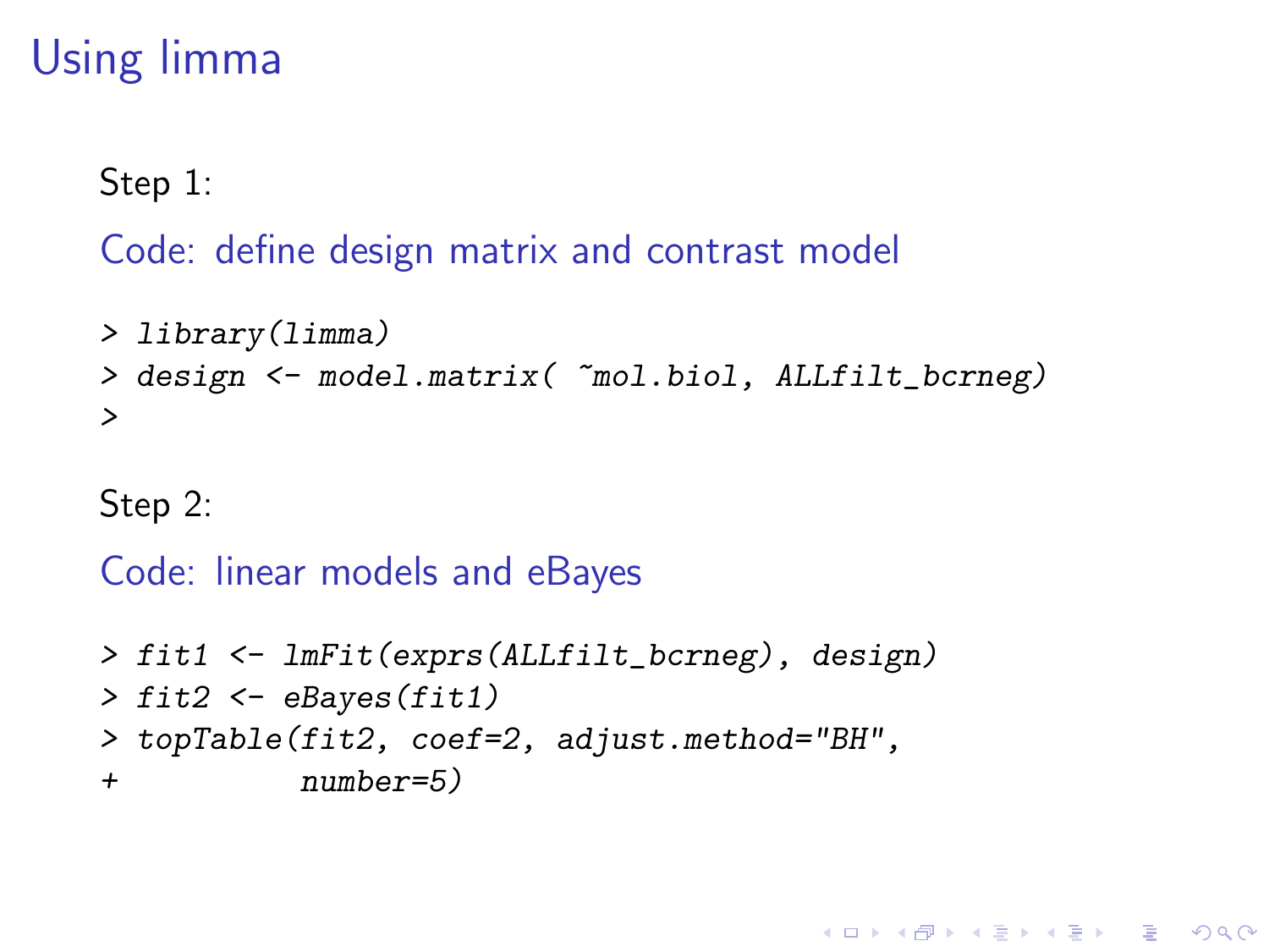# Using limma

Step 1:

Code: define design matrix and contrast model

```
> library(limma)
> design <- model.matrix( ~mol.biol, ALLfilt_bcrneg)
>
```

Step 2:

Code: linear models and eBayes

```
> fit1 <- lmFit(exprs(ALLfilt_bcrneg), design)
> fit2 <- eBayes(fit1)
> topTable(fit2, coef=2, adjust.method="BH",
+          number=5)
```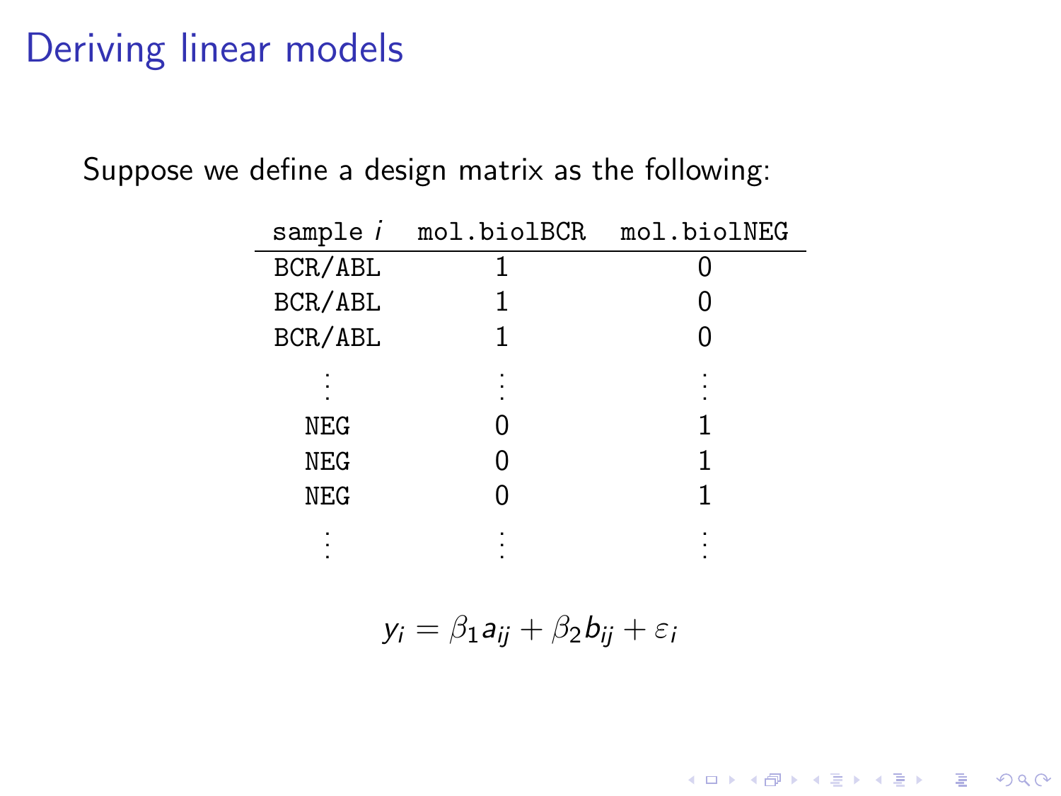# Deriving linear models

Suppose we define a design matrix as the following:

| sample $i$ | mol.biolBCR | mol.biolNEG |
|---|---|---|
| BCR/ABL | 1 | 0 |
| BCR/ABL | 1 | 0 |
| BCR/ABL | 1 | 0 |
| ⋮ | ⋮ | ⋮ |
| NEG | 0 | 1 |
| NEG | 0 | 1 |
| NEG | 0 | 1 |
| ⋮ | ⋮ | ⋮ |

$$y_i = \beta_1 a_{ij} + \beta_2 b_{ij} + \varepsilon_i$$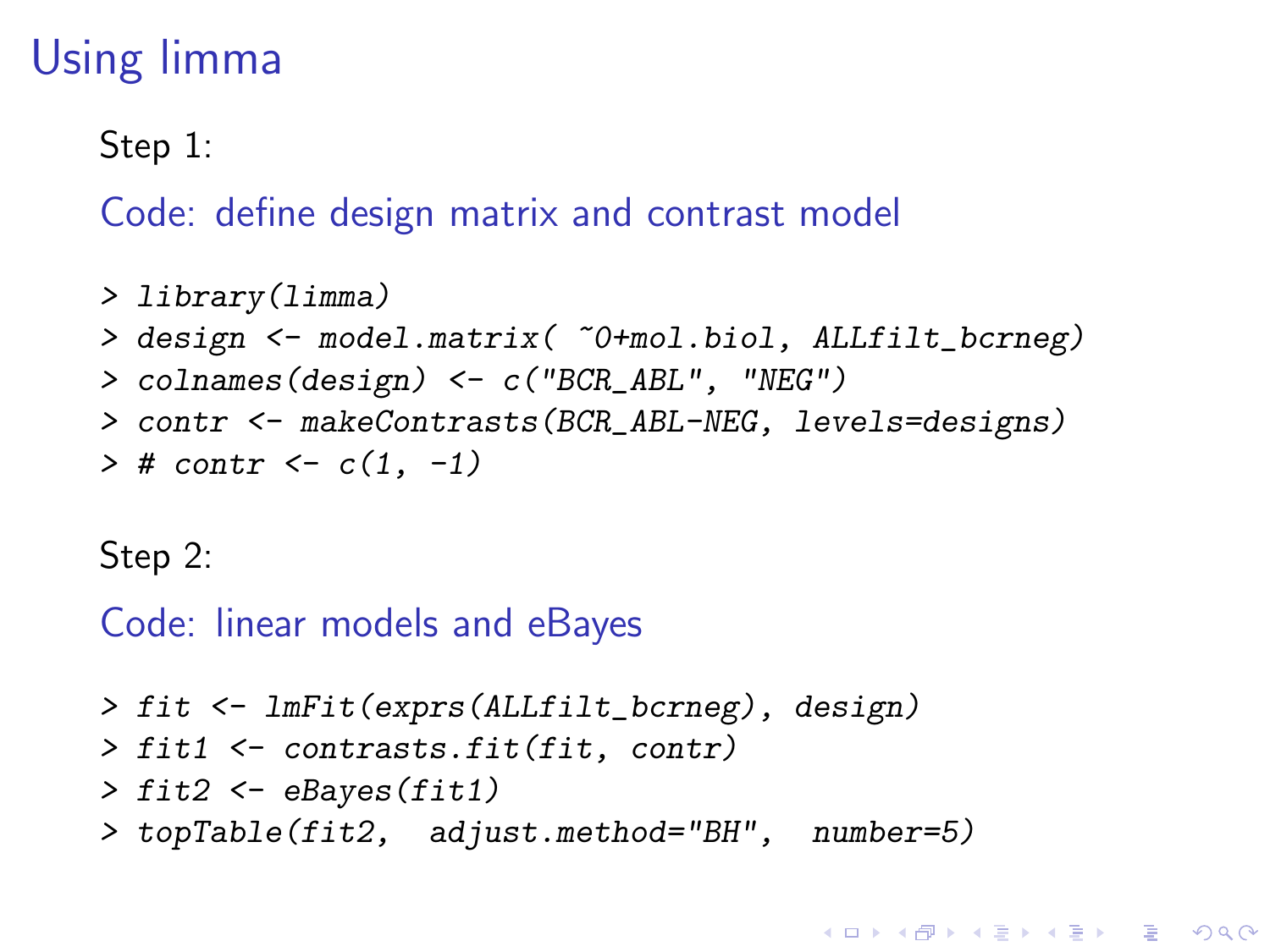# Using limma

Step 1:

Code: define design matrix and contrast model

```
> library(limma)
> design <- model.matrix( ~0+mol.biol, ALLfilt_bcrneg)
> colnames(design) <- c("BCR_ABL", "NEG")
> contr <- makeContrasts(BCR_ABL-NEG, levels=designs)
> # contr <- c(1, -1)
```

Step 2:

Code: linear models and eBayes

```
> fit <- lmFit(exprs(ALLfilt_bcrneg), design)
> fit1 <- contrasts.fit(fit, contr)
> fit2 <- eBayes(fit1)
> topTable(fit2,  adjust.method="BH",  number=5)
```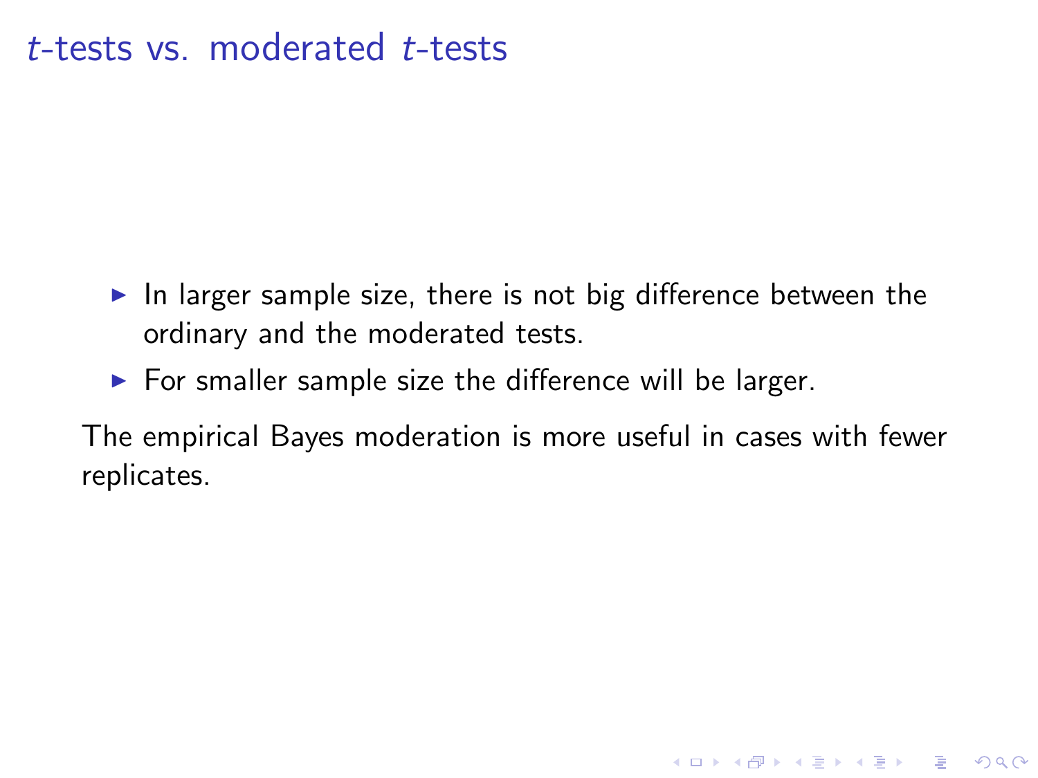# $t$-tests vs. moderated $t$-tests

- In larger sample size, there is not big difference between the ordinary and the moderated tests.
- For smaller sample size the difference will be larger.

The empirical Bayes moderation is more useful in cases with fewer replicates.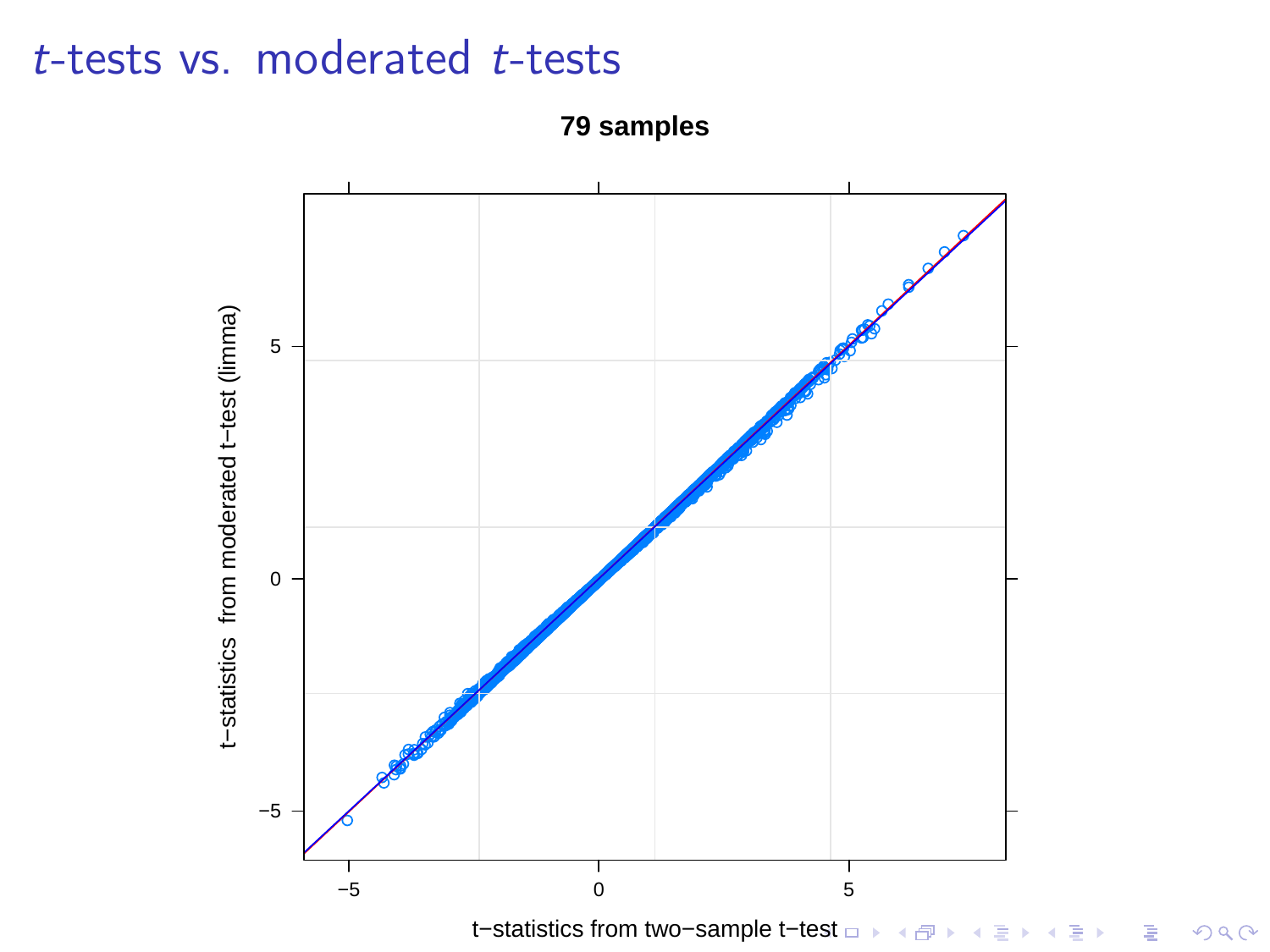# $t$-tests vs. moderated $t$-tests

**79 samples**

t−statistics from moderated t−test (limma)

t−statistics from two−sample t−test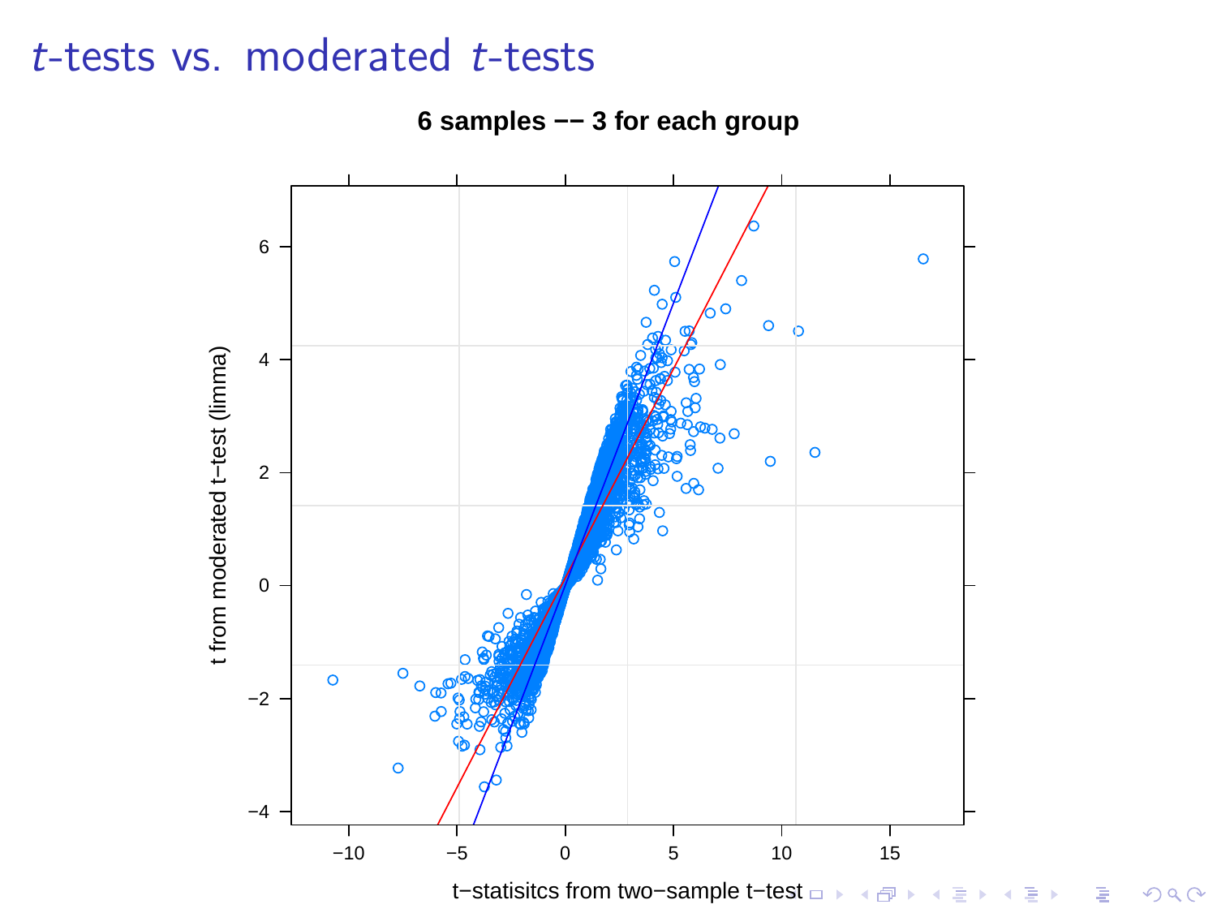# $t$-tests vs. moderated $t$-tests

**6 samples -- 3 for each group**

t from moderated t−test (limma)

t−statisitcs from two−sample t−test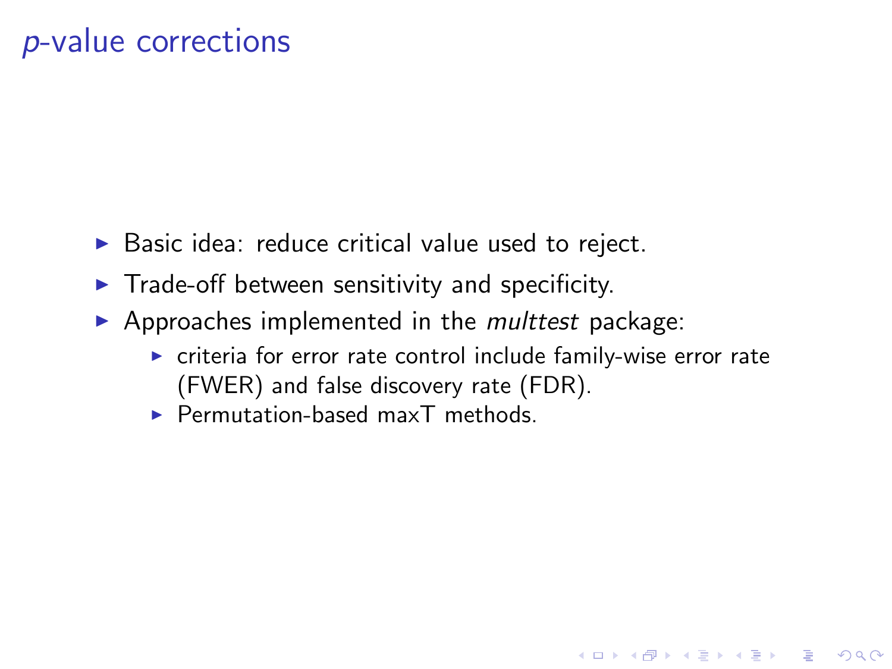# *p*-value corrections

- Basic idea: reduce critical value used to reject.
- Trade-off between sensitivity and specificity.
- Approaches implemented in the *multtest* package:
  - criteria for error rate control include family-wise error rate (FWER) and false discovery rate (FDR).
  - Permutation-based maxT methods.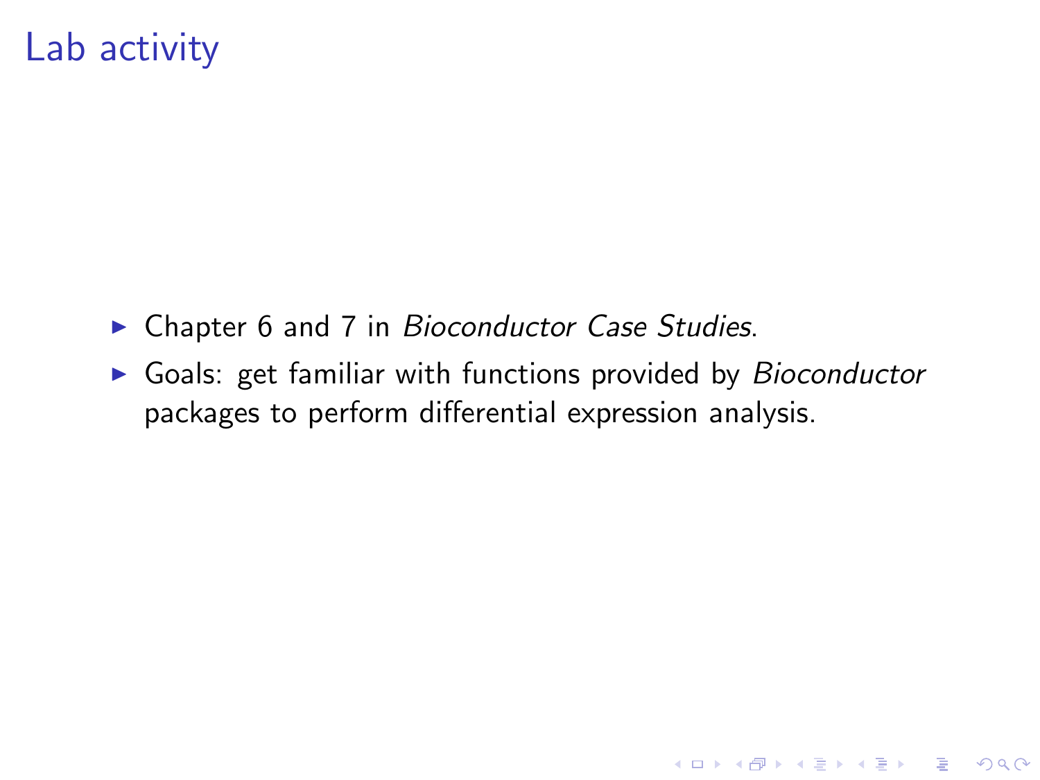# Lab activity

- Chapter 6 and 7 in *Bioconductor Case Studies*.
- Goals: get familiar with functions provided by *Bioconductor* packages to perform differential expression analysis.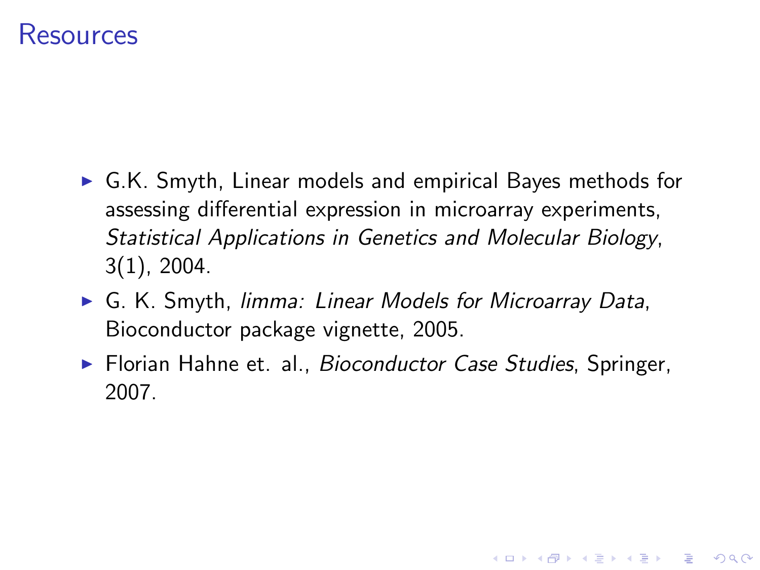# Resources

- G.K. Smyth, Linear models and empirical Bayes methods for assessing differential expression in microarray experiments, *Statistical Applications in Genetics and Molecular Biology*, 3(1), 2004.
- G. K. Smyth, *limma: Linear Models for Microarray Data*, Bioconductor package vignette, 2005.
- Florian Hahne et. al., *Bioconductor Case Studies*, Springer, 2007.